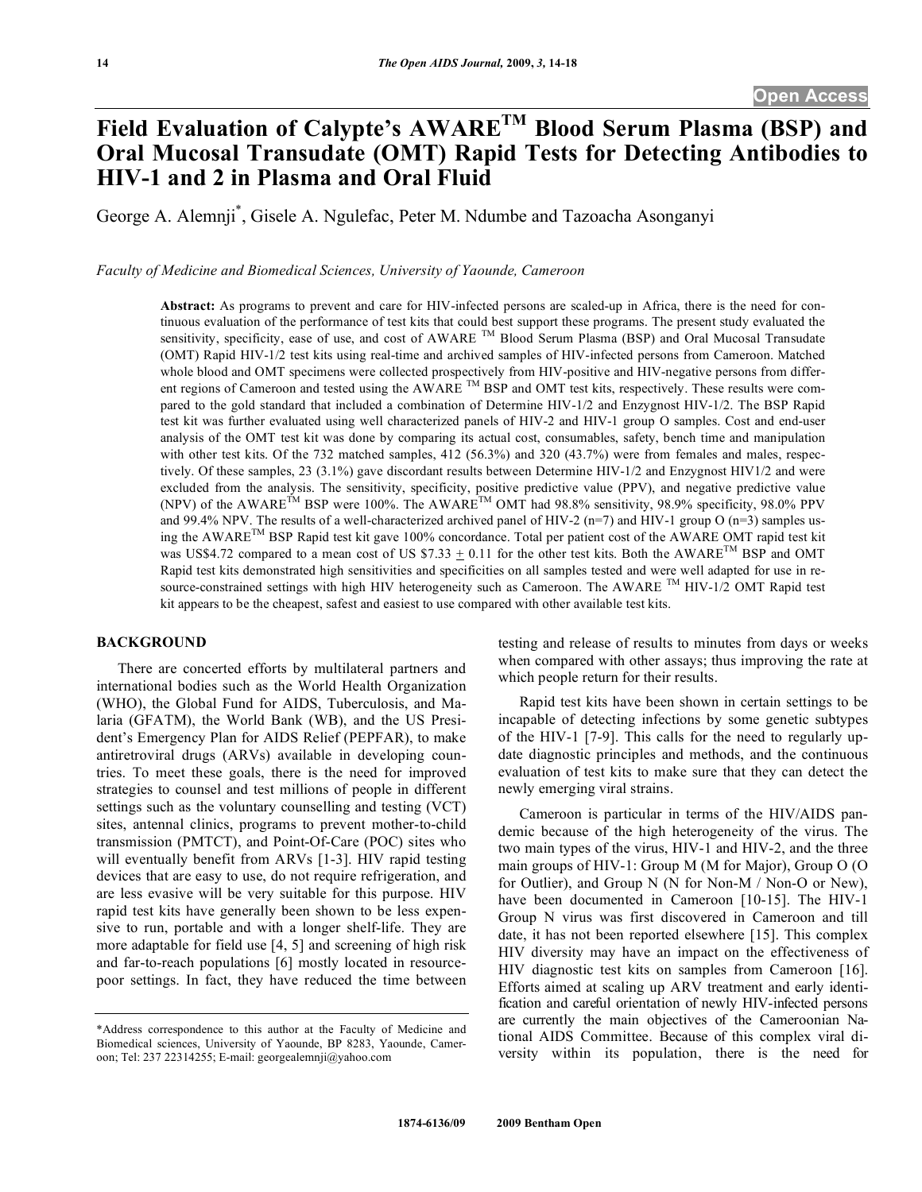# Field Evaluation of Calypte's AWARE™ Blood Serum Plasma (BSP) and Oral Mucosal Transudate (OMT) Rapid Tests for Detecting Antibodies to HIV-1 and 2 in Plasma and Oral Fluid

George A. Alemnji*, Gisele A. Ngulefac, Peter M. Ndumbe and Tazoacha Asonganyi

*Faculty of Medicine and Biomedical Sciences, University of Yaounde, Cameroon*

**Abstract:** As programs to prevent and care for HIV-infected persons are scaled-up in Africa, there is the need for continuous evaluation of the performance of test kits that could best support these programs. The present study evaluated the sensitivity, specificity, ease of use, and cost of AWARE ™ Blood Serum Plasma (BSP) and Oral Mucosal Transudate (OMT) Rapid HIV-1/2 test kits using real-time and archived samples of HIV-infected persons from Cameroon. Matched whole blood and OMT specimens were collected prospectively from HIV-positive and HIV-negative persons from different regions of Cameroon and tested using the AWARE ™ BSP and OMT test kits, respectively. These results were compared to the gold standard that included a combination of Determine HIV-1/2 and Enzygnost HIV-1/2. The BSP Rapid test kit was further evaluated using well characterized panels of HIV-2 and HIV-1 group O samples. Cost and end-user analysis of the OMT test kit was done by comparing its actual cost, consumables, safety, bench time and manipulation with other test kits. Of the 732 matched samples, 412 (56.3%) and 320 (43.7%) were from females and males, respectively. Of these samples, 23 (3.1%) gave discordant results between Determine HIV-1/2 and Enzygnost HIV1/2 and were excluded from the analysis. The sensitivity, specificity, positive predictive value (PPV), and negative predictive value (NPV) of the AWARE™ BSP were 100%. The AWARE™ OMT had 98.8% sensitivity, 98.9% specificity, 98.0% PPV and 99.4% NPV. The results of a well-characterized archived panel of HIV-2 (n=7) and HIV-1 group O (n=3) samples using the AWARE™ BSP Rapid test kit gave 100% concordance. Total per patient cost of the AWARE OMT rapid test kit was US$4.72 compared to a mean cost of US $7.33 ± 0.11 for the other test kits. Both the AWARE™ BSP and OMT Rapid test kits demonstrated high sensitivities and specificities on all samples tested and were well adapted for use in resource-constrained settings with high HIV heterogeneity such as Cameroon. The AWARE ™ HIV-1/2 OMT Rapid test kit appears to be the cheapest, safest and easiest to use compared with other available test kits.

## BACKGROUND

There are concerted efforts by multilateral partners and international bodies such as the World Health Organization (WHO), the Global Fund for AIDS, Tuberculosis, and Malaria (GFATM), the World Bank (WB), and the US President's Emergency Plan for AIDS Relief (PEPFAR), to make antiretroviral drugs (ARVs) available in developing countries. To meet these goals, there is the need for improved strategies to counsel and test millions of people in different settings such as the voluntary counselling and testing (VCT) sites, antennal clinics, programs to prevent mother-to-child transmission (PMTCT), and Point-Of-Care (POC) sites who will eventually benefit from ARVs [1-3]. HIV rapid testing devices that are easy to use, do not require refrigeration, and are less evasive will be very suitable for this purpose. HIV rapid test kits have generally been shown to be less expensive to run, portable and with a longer shelf-life. They are more adaptable for field use [4, 5] and screening of high risk and far-to-reach populations [6] mostly located in resource-poor settings. In fact, they have reduced the time between testing and release of results to minutes from days or weeks when compared with other assays; thus improving the rate at which people return for their results.

Rapid test kits have been shown in certain settings to be incapable of detecting infections by some genetic subtypes of the HIV-1 [7-9]. This calls for the need to regularly update diagnostic principles and methods, and the continuous evaluation of test kits to make sure that they can detect the newly emerging viral strains.

Cameroon is particular in terms of the HIV/AIDS pandemic because of the high heterogeneity of the virus. The two main types of the virus, HIV-1 and HIV-2, and the three main groups of HIV-1: Group M (M for Major), Group O (O for Outlier), and Group N (N for Non-M / Non-O or New), have been documented in Cameroon [10-15]. The HIV-1 Group N virus was first discovered in Cameroon and till date, it has not been reported elsewhere [15]. This complex HIV diversity may have an impact on the effectiveness of HIV diagnostic test kits on samples from Cameroon [16]. Efforts aimed at scaling up ARV treatment and early identification and careful orientation of newly HIV-infected persons are currently the main objectives of the Cameroonian National AIDS Committee. Because of this complex viral diversity within its population, there is the need for

*Address correspondence to this author at the Faculty of Medicine and Biomedical sciences, University of Yaounde, BP 8283, Yaounde, Cameroon; Tel: 237 22314255; E-mail: georgealemnji@yahoo.com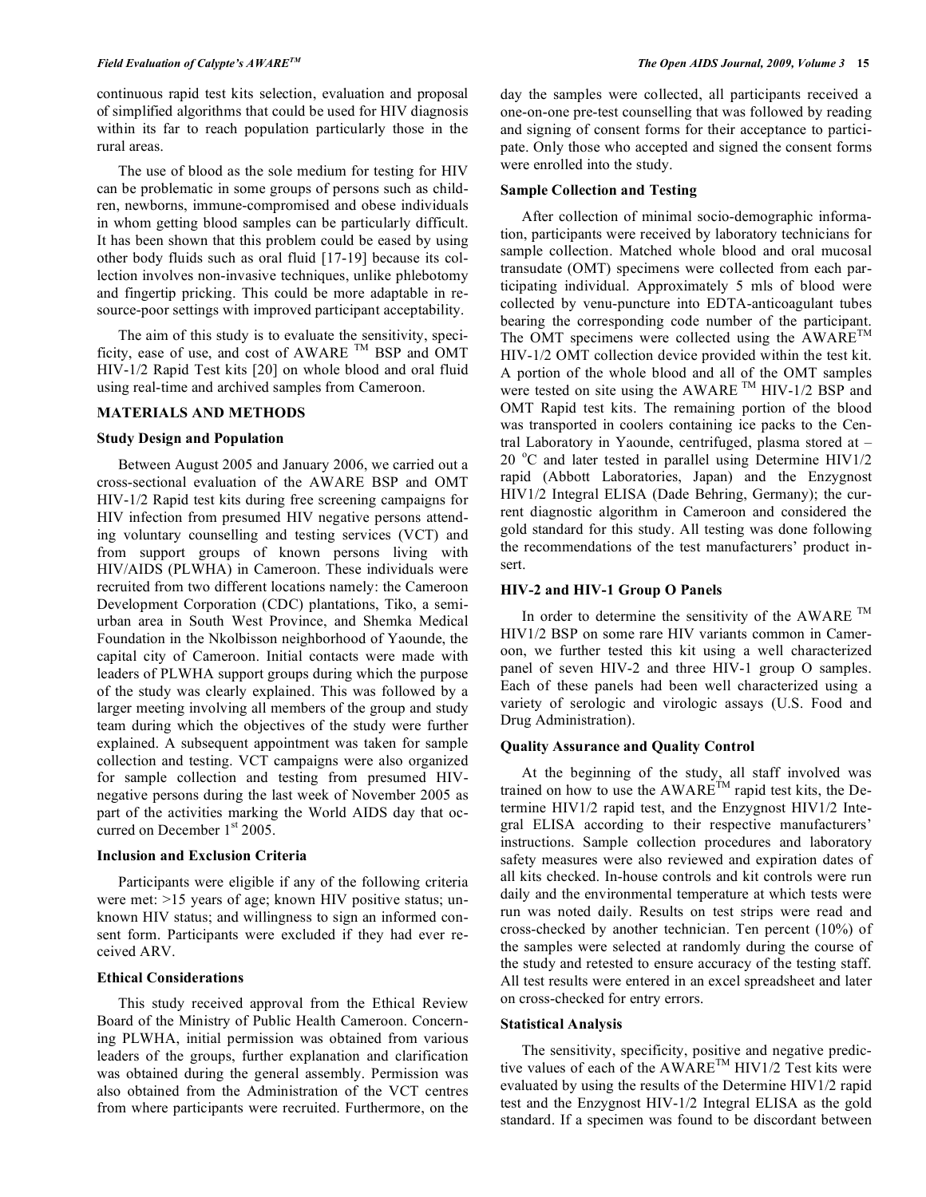continuous rapid test kits selection, evaluation and proposal of simplified algorithms that could be used for HIV diagnosis within its far to reach population particularly those in the rural areas.

The use of blood as the sole medium for testing for HIV can be problematic in some groups of persons such as children, newborns, immune-compromised and obese individuals in whom getting blood samples can be particularly difficult. It has been shown that this problem could be eased by using other body fluids such as oral fluid [17-19] because its collection involves non-invasive techniques, unlike phlebotomy and fingertip pricking. This could be more adaptable in resource-poor settings with improved participant acceptability.

The aim of this study is to evaluate the sensitivity, specificity, ease of use, and cost of AWARE ™ BSP and OMT HIV-1/2 Rapid Test kits [20] on whole blood and oral fluid using real-time and archived samples from Cameroon.

## MATERIALS AND METHODS

### Study Design and Population

Between August 2005 and January 2006, we carried out a cross-sectional evaluation of the AWARE BSP and OMT HIV-1/2 Rapid test kits during free screening campaigns for HIV infection from presumed HIV negative persons attending voluntary counselling and testing services (VCT) and from support groups of known persons living with HIV/AIDS (PLWHA) in Cameroon. These individuals were recruited from two different locations namely: the Cameroon Development Corporation (CDC) plantations, Tiko, a semi-urban area in South West Province, and Shemka Medical Foundation in the Nkolbisson neighborhood of Yaounde, the capital city of Cameroon. Initial contacts were made with leaders of PLWHA support groups during which the purpose of the study was clearly explained. This was followed by a larger meeting involving all members of the group and study team during which the objectives of the study were further explained. A subsequent appointment was taken for sample collection and testing. VCT campaigns were also organized for sample collection and testing from presumed HIV-negative persons during the last week of November 2005 as part of the activities marking the World AIDS day that occurred on December 1st 2005.

### Inclusion and Exclusion Criteria

Participants were eligible if any of the following criteria were met: >15 years of age; known HIV positive status; unknown HIV status; and willingness to sign an informed consent form. Participants were excluded if they had ever received ARV.

### Ethical Considerations

This study received approval from the Ethical Review Board of the Ministry of Public Health Cameroon. Concerning PLWHA, initial permission was obtained from various leaders of the groups, further explanation and clarification was obtained during the general assembly. Permission was also obtained from the Administration of the VCT centres from where participants were recruited. Furthermore, on the day the samples were collected, all participants received a one-on-one pre-test counselling that was followed by reading and signing of consent forms for their acceptance to participate. Only those who accepted and signed the consent forms were enrolled into the study.

### Sample Collection and Testing

After collection of minimal socio-demographic information, participants were received by laboratory technicians for sample collection. Matched whole blood and oral mucosal transudate (OMT) specimens were collected from each participating individual. Approximately 5 mls of blood were collected by venu-puncture into EDTA-anticoagulant tubes bearing the corresponding code number of the participant. The OMT specimens were collected using the AWARE™ HIV-1/2 OMT collection device provided within the test kit. A portion of the whole blood and all of the OMT samples were tested on site using the AWARE ™ HIV-1/2 BSP and OMT Rapid test kits. The remaining portion of the blood was transported in coolers containing ice packs to the Central Laboratory in Yaounde, centrifuged, plasma stored at –20 °C and later tested in parallel using Determine HIV1/2 rapid (Abbott Laboratories, Japan) and the Enzygnost HIV1/2 Integral ELISA (Dade Behring, Germany); the current diagnostic algorithm in Cameroon and considered the gold standard for this study. All testing was done following the recommendations of the test manufacturers' product insert.

### HIV-2 and HIV-1 Group O Panels

In order to determine the sensitivity of the AWARE ™ HIV1/2 BSP on some rare HIV variants common in Cameroon, we further tested this kit using a well characterized panel of seven HIV-2 and three HIV-1 group O samples. Each of these panels had been well characterized using a variety of serologic and virologic assays (U.S. Food and Drug Administration).

### Quality Assurance and Quality Control

At the beginning of the study, all staff involved was trained on how to use the AWARE™ rapid test kits, the Determine HIV1/2 rapid test, and the Enzygnost HIV1/2 Integral ELISA according to their respective manufacturers' instructions. Sample collection procedures and laboratory safety measures were also reviewed and expiration dates of all kits checked. In-house controls and kit controls were run daily and the environmental temperature at which tests were run was noted daily. Results on test strips were read and cross-checked by another technician. Ten percent (10%) of the samples were selected at randomly during the course of the study and retested to ensure accuracy of the testing staff. All test results were entered in an excel spreadsheet and later on cross-checked for entry errors.

### Statistical Analysis

The sensitivity, specificity, positive and negative predictive values of each of the AWARE™ HIV1/2 Test kits were evaluated by using the results of the Determine HIV1/2 rapid test and the Enzygnost HIV-1/2 Integral ELISA as the gold standard. If a specimen was found to be discordant between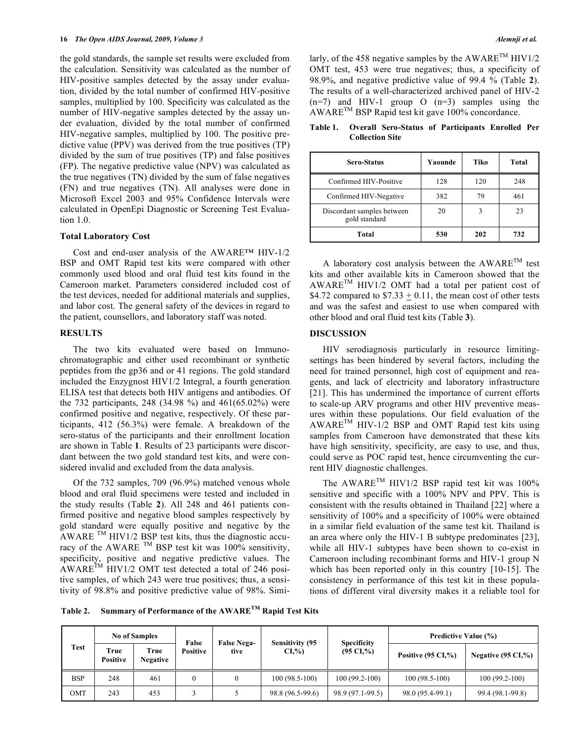the gold standards, the sample set results were excluded from the calculation. Sensitivity was calculated as the number of HIV-positive samples detected by the assay under evaluation, divided by the total number of confirmed HIV-positive samples, multiplied by 100. Specificity was calculated as the number of HIV-negative samples detected by the assay under evaluation, divided by the total number of confirmed HIV-negative samples, multiplied by 100. The positive predictive value (PPV) was derived from the true positives (TP) divided by the sum of true positives (TP) and false positives (FP). The negative predictive value (NPV) was calculated as the true negatives (TN) divided by the sum of false negatives (FN) and true negatives (TN). All analyses were done in Microsoft Excel 2003 and 95% Confidence Intervals were calculated in OpenEpi Diagnostic or Screening Test Evaluation 1.0.

### Total Laboratory Cost

Cost and end-user analysis of the AWARE™ HIV-1/2 BSP and OMT Rapid test kits were compared with other commonly used blood and oral fluid test kits found in the Cameroon market. Parameters considered included cost of the test devices, needed for additional materials and supplies, and labor cost. The general safety of the devices in regard to the patient, counsellors, and laboratory staff was noted.

## RESULTS

The two kits evaluated were based on Immunochromatographic and either used recombinant or synthetic peptides from the gp36 and or 41 regions. The gold standard included the Enzygnost HIV1/2 Integral, a fourth generation ELISA test that detects both HIV antigens and antibodies. Of the 732 participants, 248 (34.98 %) and 461(65.02%) were confirmed positive and negative, respectively. Of these participants, 412 (56.3%) were female. A breakdown of the sero-status of the participants and their enrollment location are shown in Table **1**. Results of 23 participants were discordant between the two gold standard test kits, and were considered invalid and excluded from the data analysis.

Of the 732 samples, 709 (96.9%) matched venous whole blood and oral fluid specimens were tested and included in the study results (Table **2**). All 248 and 461 patients confirmed positive and negative blood samples respectively by gold standard were equally positive and negative by the AWARE ™ HIV1/2 BSP test kits, thus the diagnostic accuracy of the AWARE ™ BSP test kit was 100% sensitivity, specificity, positive and negative predictive values. The AWARE™ HIV1/2 OMT test detected a total of 246 positive samples, of which 243 were true positives; thus, a sensitivity of 98.8% and positive predictive value of 98%. Similarly, of the 458 negative samples by the AWARE™ HIV1/2 OMT test, 453 were true negatives; thus, a specificity of 98.9%, and negative predictive value of 99.4 % (Table **2**). The results of a well-characterized archived panel of HIV-2 (n=7) and HIV-1 group O (n=3) samples using the AWARE™ BSP Rapid test kit gave 100% concordance.

**Table 1. Overall Sero-Status of Participants Enrolled Per Collection Site**

| Sero-Status | Yaounde | Tiko | Total |
|---|---|---|---|
| Confirmed HIV-Positive | 128 | 120 | 248 |
| Confirmed HIV-Negative | 382 | 79 | 461 |
| Discordant samples between gold standard | 20 | 3 | 23 |
| **Total** | **530** | **202** | **732** |

A laboratory cost analysis between the AWARE™ test kits and other available kits in Cameroon showed that the AWARE™ HIV1/2 OMT had a total per patient cost of \$4.72 compared to \$7.33 ± 0.11, the mean cost of other tests and was the safest and easiest to use when compared with other blood and oral fluid test kits (Table **3**).

## DISCUSSION

HIV serodiagnosis particularly in resource limiting-settings has been hindered by several factors, including the need for trained personnel, high cost of equipment and reagents, and lack of electricity and laboratory infrastructure [21]. This has undermined the importance of current efforts to scale-up ARV programs and other HIV preventive measures within these populations. Our field evaluation of the AWARE™ HIV-1/2 BSP and OMT Rapid test kits using samples from Cameroon have demonstrated that these kits have high sensitivity, specificity, are easy to use, and thus, could serve as POC rapid test, hence circumventing the current HIV diagnostic challenges.

The AWARE™ HIV1/2 BSP rapid test kit was 100% sensitive and specific with a 100% NPV and PPV. This is consistent with the results obtained in Thailand [22] where a sensitivity of 100% and a specificity of 100% were obtained in a similar field evaluation of the same test kit. Thailand is an area where only the HIV-1 B subtype predominates [23], while all HIV-1 subtypes have been shown to co-exist in Cameroon including recombinant forms and HIV-1 group N which has been reported only in this country [10-15]. The consistency in performance of this test kit in these populations of different viral diversity makes it a reliable tool for

**Table 2. Summary of Performance of the AWARE™ Rapid Test Kits**

| Test | No of Samples | | False Positive | False Negative | Sensitivity (95 CI,%) | Specificity (95 CI,%) | Predictive Value (%) | |
|---|---|---|---|---|---|---|---|---|
| | True Positive | True Negative | | | | | Positive (95 CI,%) | Negative (95 CI,%) |
| BSP | 248 | 461 | 0 | 0 | 100 (98.5-100) | 100 (99.2-100) | 100 (98.5-100) | 100 (99.2-100) |
| OMT | 243 | 453 | 3 | 5 | 98.8 (96.5-99.6) | 98.9 (97.1-99.5) | 98.0 (95.4-99.1) | 99.4 (98.1-99.8) |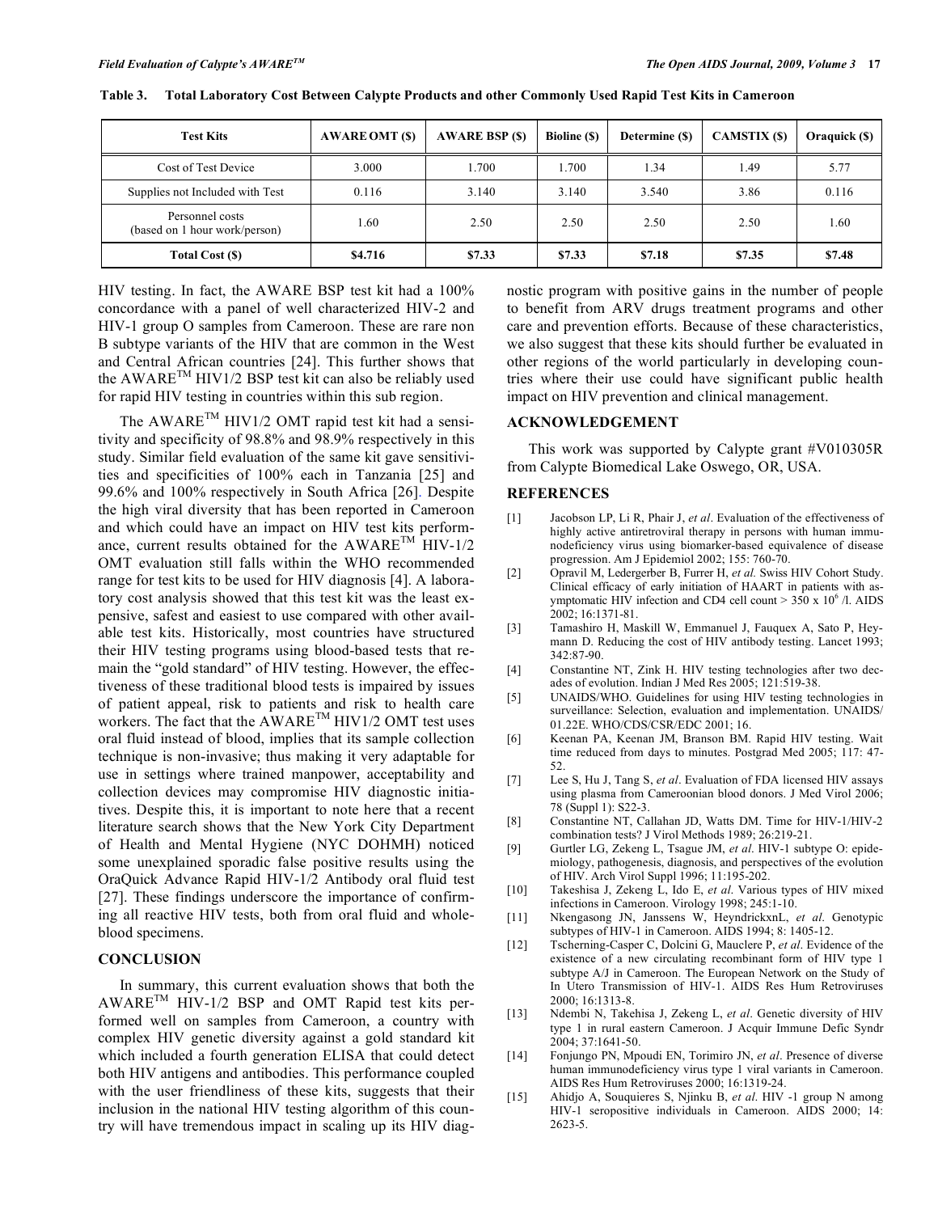**Table 3. Total Laboratory Cost Between Calypte Products and other Commonly Used Rapid Test Kits in Cameroon**

| Test Kits | AWARE OMT ($) | AWARE BSP ($) | Bioline ($) | Determine ($) | CAMSTIX ($) | Oraquick ($) |
|---|---|---|---|---|---|---|
| Cost of Test Device | 3.000 | 1.700 | 1.700 | 1.34 | 1.49 | 5.77 |
| Supplies not Included with Test | 0.116 | 3.140 | 3.140 | 3.540 | 3.86 | 0.116 |
| Personnel costs (based on 1 hour work/person) | 1.60 | 2.50 | 2.50 | 2.50 | 2.50 | 1.60 |
| **Total Cost ($)** | **$4.716** | **$7.33** | **$7.33** | **$7.18** | **$7.35** | **$7.48** |

HIV testing. In fact, the AWARE BSP test kit had a 100% concordance with a panel of well characterized HIV-2 and HIV-1 group O samples from Cameroon. These are rare non B subtype variants of the HIV that are common in the West and Central African countries [24]. This further shows that the AWARE™ HIV1/2 BSP test kit can also be reliably used for rapid HIV testing in countries within this sub region.

The AWARE™ HIV1/2 OMT rapid test kit had a sensitivity and specificity of 98.8% and 98.9% respectively in this study. Similar field evaluation of the same kit gave sensitivities and specificities of 100% each in Tanzania [25] and 99.6% and 100% respectively in South Africa [26]. Despite the high viral diversity that has been reported in Cameroon and which could have an impact on HIV test kits performance, current results obtained for the AWARE™ HIV-1/2 OMT evaluation still falls within the WHO recommended range for test kits to be used for HIV diagnosis [4]. A laboratory cost analysis showed that this test kit was the least expensive, safest and easiest to use compared with other available test kits. Historically, most countries have structured their HIV testing programs using blood-based tests that remain the "gold standard" of HIV testing. However, the effectiveness of these traditional blood tests is impaired by issues of patient appeal, risk to patients and risk to health care workers. The fact that the AWARE™ HIV1/2 OMT test uses oral fluid instead of blood, implies that its sample collection technique is non-invasive; thus making it very adaptable for use in settings where trained manpower, acceptability and collection devices may compromise HIV diagnostic initiatives. Despite this, it is important to note here that a recent literature search shows that the New York City Department of Health and Mental Hygiene (NYC DOHMH) noticed some unexplained sporadic false positive results using the OraQuick Advance Rapid HIV-1/2 Antibody oral fluid test [27]. These findings underscore the importance of confirming all reactive HIV tests, both from oral fluid and whole-blood specimens.

## CONCLUSION

In summary, this current evaluation shows that both the AWARE™ HIV-1/2 BSP and OMT Rapid test kits performed well on samples from Cameroon, a country with complex HIV genetic diversity against a gold standard kit which included a fourth generation ELISA that could detect both HIV antigens and antibodies. This performance coupled with the user friendliness of these kits, suggests that their inclusion in the national HIV testing algorithm of this country will have tremendous impact in scaling up its HIV diagnostic program with positive gains in the number of people to benefit from ARV drugs treatment programs and other care and prevention efforts. Because of these characteristics, we also suggest that these kits should further be evaluated in other regions of the world particularly in developing countries where their use could have significant public health impact on HIV prevention and clinical management.

## ACKNOWLEDGEMENT

This work was supported by Calypte grant #V010305R from Calypte Biomedical Lake Oswego, OR, USA.

## REFERENCES

[1] Jacobson LP, Li R, Phair J, *et al*. Evaluation of the effectiveness of highly active antiretroviral therapy in persons with human immunodeficiency virus using biomarker-based equivalence of disease progression. Am J Epidemiol 2002; 155: 760-70.

[2] Opravil M, Ledergerber B, Furrer H, *et al.* Swiss HIV Cohort Study. Clinical efficacy of early initiation of HAART in patients with asymptomatic HIV infection and CD4 cell count > 350 x $10^6$ /l. AIDS 2002; 16:1371-81.

[3] Tamashiro H, Maskill W, Emmanuel J, Fauquex A, Sato P, Heymann D. Reducing the cost of HIV antibody testing. Lancet 1993; 342:87-90.

[4] Constantine NT, Zink H. HIV testing technologies after two decades of evolution. Indian J Med Res 2005; 121:519-38.

[5] UNAIDS/WHO. Guidelines for using HIV testing technologies in surveillance: Selection, evaluation and implementation. UNAIDS/ 01.22E. WHO/CDS/CSR/EDC 2001; 16.

[6] Keenan PA, Keenan JM, Branson BM. Rapid HIV testing. Wait time reduced from days to minutes. Postgrad Med 2005; 117: 47-52.

[7] Lee S, Hu J, Tang S, *et al*. Evaluation of FDA licensed HIV assays using plasma from Cameroonian blood donors. J Med Virol 2006; 78 (Suppl 1): S22-3.

[8] Constantine NT, Callahan JD, Watts DM. Time for HIV-1/HIV-2 combination tests? J Virol Methods 1989; 26:219-21.

[9] Gurtler LG, Zekeng L, Tsague JM, *et al*. HIV-1 subtype O: epidemiology, pathogenesis, diagnosis, and perspectives of the evolution of HIV. Arch Virol Suppl 1996; 11:195-202.

[10] Takeshisa J, Zekeng L, Ido E, *et al*. Various types of HIV mixed infections in Cameroon. Virology 1998; 245:1-10.

[11] Nkengasong JN, Janssens W, HeyndrickxnL, *et al*. Genotypic subtypes of HIV-1 in Cameroon. AIDS 1994; 8: 1405-12.

[12] Tscherning-Casper C, Dolcini G, Mauclere P, *et al*. Evidence of the existence of a new circulating recombinant form of HIV type 1 subtype A/J in Cameroon. The European Network on the Study of In Utero Transmission of HIV-1. AIDS Res Hum Retroviruses 2000; 16:1313-8.

[13] Ndembi N, Takehisa J, Zekeng L, *et al*. Genetic diversity of HIV type 1 in rural eastern Cameroon. J Acquir Immune Defic Syndr 2004; 37:1641-50.

[14] Fonjungo PN, Mpoudi EN, Torimiro JN, *et al*. Presence of diverse human immunodeficiency virus type 1 viral variants in Cameroon. AIDS Res Hum Retroviruses 2000; 16:1319-24.

[15] Ahidjo A, Souquieres S, Njinku B, *et al*. HIV -1 group N among HIV-1 seropositive individuals in Cameroon. AIDS 2000; 14: 2623-5.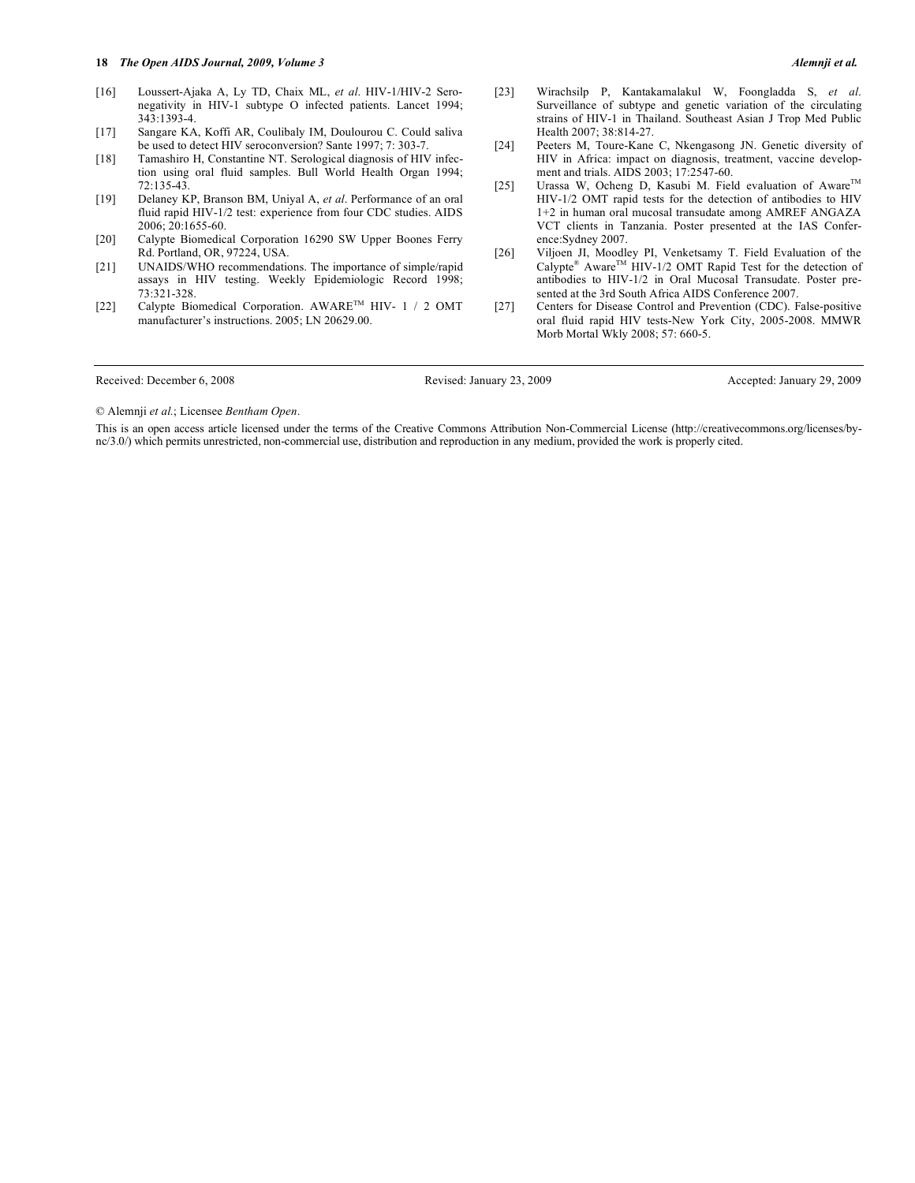[16] Loussert-Ajaka A, Ly TD, Chaix ML, *et al*. HIV-1/HIV-2 Seronegativity in HIV-1 subtype O infected patients. Lancet 1994; 343:1393-4.

[17] Sangare KA, Koffi AR, Coulibaly IM, Doulourou C. Could saliva be used to detect HIV seroconversion? Sante 1997; 7: 303-7.

[18] Tamashiro H, Constantine NT. Serological diagnosis of HIV infection using oral fluid samples. Bull World Health Organ 1994; 72:135-43.

[19] Delaney KP, Branson BM, Uniyal A, *et al*. Performance of an oral fluid rapid HIV-1/2 test: experience from four CDC studies. AIDS 2006; 20:1655-60.

[20] Calypte Biomedical Corporation 16290 SW Upper Boones Ferry Rd. Portland, OR, 97224, USA.

[21] UNAIDS/WHO recommendations. The importance of simple/rapid assays in HIV testing. Weekly Epidemiologic Record 1998; 73:321-328.

[22] Calypte Biomedical Corporation. AWARE™ HIV- 1 / 2 OMT manufacturer's instructions. 2005; LN 20629.00.

[23] Wirachsilp P, Kantakamalakul W, Foongladda S, *et al*. Surveillance of subtype and genetic variation of the circulating strains of HIV-1 in Thailand. Southeast Asian J Trop Med Public Health 2007; 38:814-27.

[24] Peeters M, Toure-Kane C, Nkengasong JN. Genetic diversity of HIV in Africa: impact on diagnosis, treatment, vaccine development and trials. AIDS 2003; 17:2547-60.

[25] Urassa W, Ocheng D, Kasubi M. Field evaluation of Aware™ HIV-1/2 OMT rapid tests for the detection of antibodies to HIV 1+2 in human oral mucosal transudate among AMREF ANGAZA VCT clients in Tanzania. Poster presented at the IAS Conference:Sydney 2007.

[26] Viljoen JI, Moodley PI, Venketsamy T. Field Evaluation of the Calypte® Aware™ HIV-1/2 OMT Rapid Test for the detection of antibodies to HIV-1/2 in Oral Mucosal Transudate. Poster presented at the 3rd South Africa AIDS Conference 2007.

[27] Centers for Disease Control and Prevention (CDC). False-positive oral fluid rapid HIV tests-New York City, 2005-2008. MMWR Morb Mortal Wkly 2008; 57: 660-5.

Received: December 6, 2008 Revised: January 23, 2009 Accepted: January 29, 2009

© Alemnji *et al*.; Licensee *Bentham Open*.

This is an open access article licensed under the terms of the Creative Commons Attribution Non-Commercial License (http://creativecommons.org/licenses/by-nc/3.0/) which permits unrestricted, non-commercial use, distribution and reproduction in any medium, provided the work is properly cited.